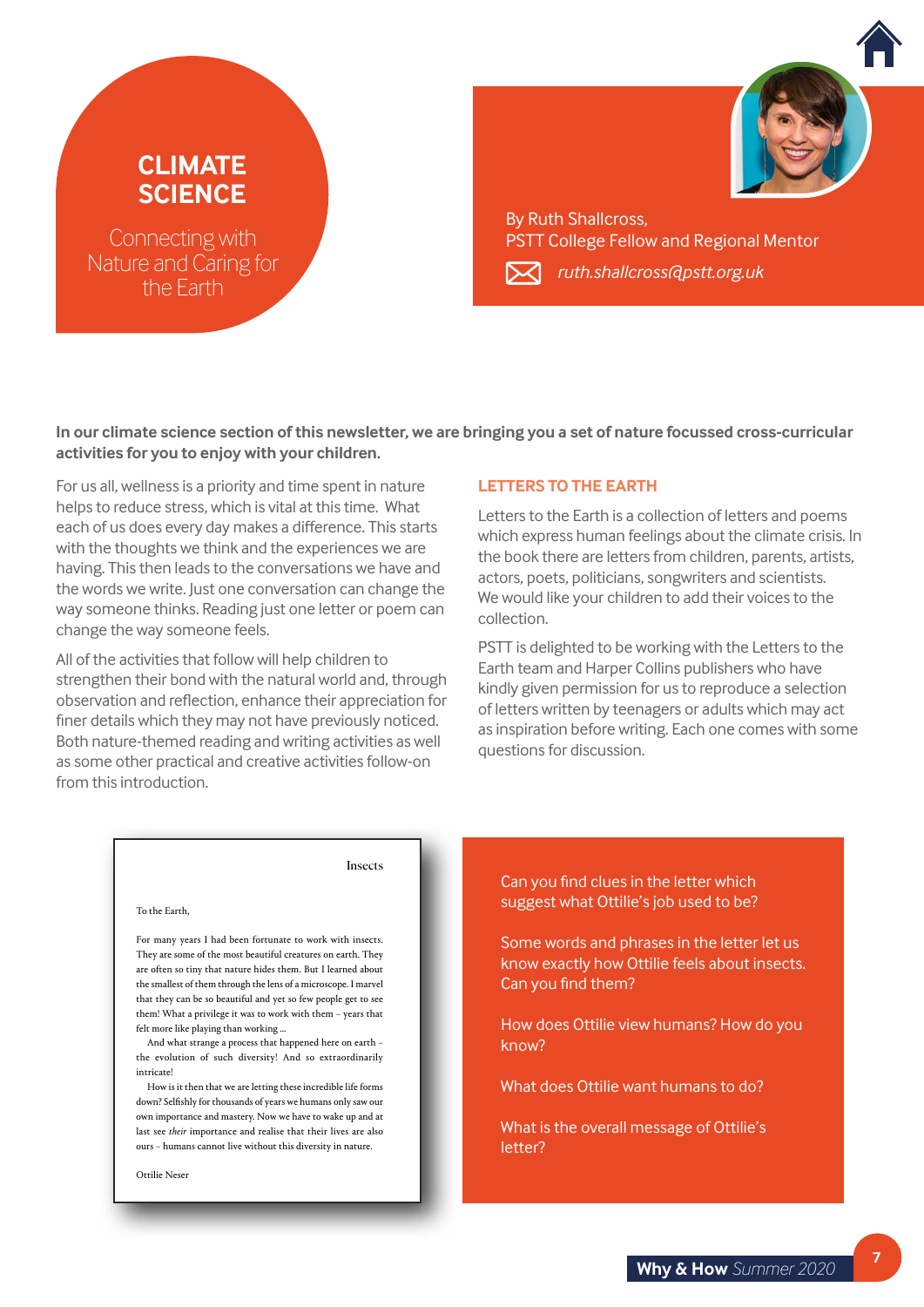# CLIMATE SCIENCE

## Connecting with Nature and Caring for the Earth

By Ruth Shallcross,
PSTT College Fellow and Regional Mentor

*ruth.shallcross@pstt.org.uk*

**In our climate science section of this newsletter, we are bringing you a set of nature focussed cross-curricular activities for you to enjoy with your children.**

For us all, wellness is a priority and time spent in nature helps to reduce stress, which is vital at this time. What each of us does every day makes a difference. This starts with the thoughts we think and the experiences we are having. This then leads to the conversations we have and the words we write. Just one conversation can change the way someone thinks. Reading just one letter or poem can change the way someone feels.

All of the activities that follow will help children to strengthen their bond with the natural world and, through observation and reflection, enhance their appreciation for finer details which they may not have previously noticed. Both nature-themed reading and writing activities as well as some other practical and creative activities follow-on from this introduction.

### LETTERS TO THE EARTH

Letters to the Earth is a collection of letters and poems which express human feelings about the climate crisis. In the book there are letters from children, parents, artists, actors, poets, politicians, songwriters and scientists. We would like your children to add their voices to the collection.

PSTT is delighted to be working with the Letters to the Earth team and Harper Collins publishers who have kindly given permission for us to reproduce a selection of letters written by teenagers or adults which may act as inspiration before writing. Each one comes with some questions for discussion.

**Insects**

To the Earth,

For many years I had been fortunate to work with insects. They are some of the most beautiful creatures on earth. They are often so tiny that nature hides them. But I learned about the smallest of them through the lens of a microscope. I marvel that they can be so beautiful and yet so few people get to see them! What a privilege it was to work with them – years that felt more like playing than working ...

And what strange a process that happened here on earth – the evolution of such diversity! And so extraordinarily intricate!

How is it then that we are letting these incredible life forms down? Selfishly for thousands of years we humans only saw our own importance and mastery. Now we have to wake up and at last see *their* importance and realise that their lives are also ours – humans cannot live without this diversity in nature.

Ottilie Neser

Can you find clues in the letter which suggest what Ottilie's job used to be?

Some words and phrases in the letter let us know exactly how Ottilie feels about insects. Can you find them?

How does Ottilie view humans? How do you know?

What does Ottilie want humans to do?

What is the overall message of Ottilie's letter?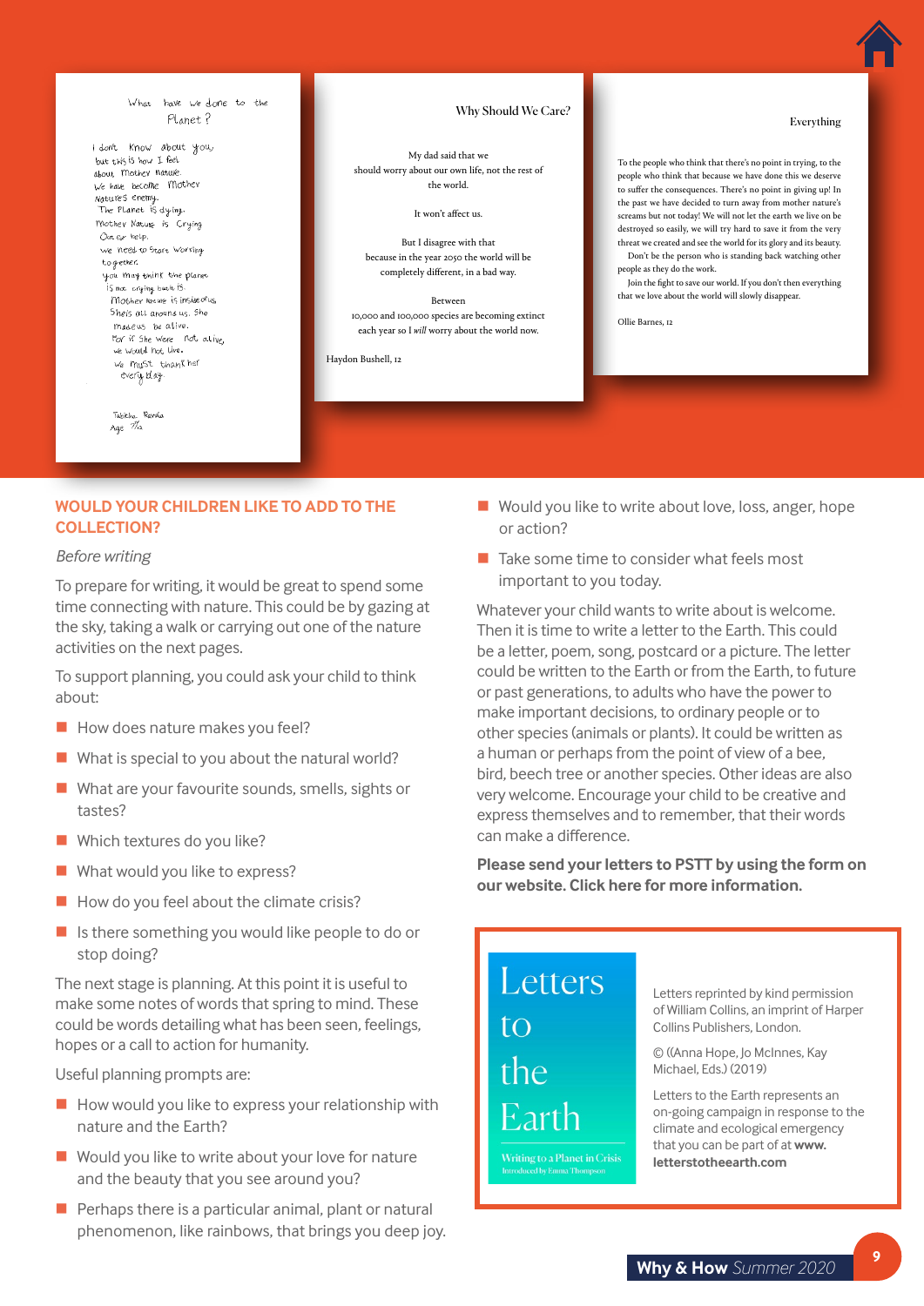What have we done to the Planet?

I don't know about you, but this is how I feel about Mother Nature. We have become Mother Natures enemy. The Planet is dying. Mother Nature is crying out for help. We need to start working together. You may think the planet is not crying but it is. Mother Nature is inside of us. She's all around us. She made us be alive. For if she were not alive, we would not live. We must thank her every day.

Tabitha Renda
Age 7½

## Why Should We Care?

My dad said that we should worry about our own life, not the rest of the world.

It won't affect us.

But I disagree with that because in the year 2050 the world will be completely different, in a bad way.

Between 10,000 and 100,000 species are becoming extinct each year so I *will* worry about the world now.

Haydon Bushell, 12

## Everything

To the people who think that there's no point in trying, to the people who think that because we have done this we deserve to suffer the consequences. There's no point in giving up! In the past we have decided to turn away from mother nature's screams but not today! We will not let the earth we live on be destroyed so easily, we will try hard to save it from the very threat we created and see the world for its glory and its beauty.

Don't be the person who is standing back watching other people as they do the work.

Join the fight to save our world. If you don't then everything that we love about the world will slowly disappear.

Ollie Barnes, 12

## WOULD YOUR CHILDREN LIKE TO ADD TO THE COLLECTION?

*Before writing*

To prepare for writing, it would be great to spend some time connecting with nature. This could be by gazing at the sky, taking a walk or carrying out one of the nature activities on the next pages.

To support planning, you could ask your child to think about:

- How does nature makes you feel?
- What is special to you about the natural world?
- What are your favourite sounds, smells, sights or tastes?
- Which textures do you like?
- What would you like to express?
- How do you feel about the climate crisis?
- Is there something you would like people to do or stop doing?

The next stage is planning. At this point it is useful to make some notes of words that spring to mind. These could be words detailing what has been seen, feelings, hopes or a call to action for humanity.

Useful planning prompts are:

- How would you like to express your relationship with nature and the Earth?
- Would you like to write about your love for nature and the beauty that you see around you?
- Perhaps there is a particular animal, plant or natural phenomenon, like rainbows, that brings you deep joy.
- Would you like to write about love, loss, anger, hope or action?
- Take some time to consider what feels most important to you today.

Whatever your child wants to write about is welcome. Then it is time to write a letter to the Earth. This could be a letter, poem, song, postcard or a picture. The letter could be written to the Earth or from the Earth, to future or past generations, to adults who have the power to make important decisions, to ordinary people or to other species (animals or plants). It could be written as a human or perhaps from the point of view of a bee, bird, beech tree or another species. Other ideas are also very welcome. Encourage your child to be creative and express themselves and to remember, that their words can make a difference.

**Please send your letters to PSTT by using the form on our website. Click here for more information.**

Letters to the Earth

Writing to a Planet in Crisis
Introduced by Emma Thompson

Letters reprinted by kind permission of William Collins, an imprint of Harper Collins Publishers, London.

© ((Anna Hope, Jo McInnes, Kay Michael, Eds.) (2019)

Letters to the Earth represents an on-going campaign in response to the climate and ecological emergency that you can be part of at **www.letterstotheearth.com**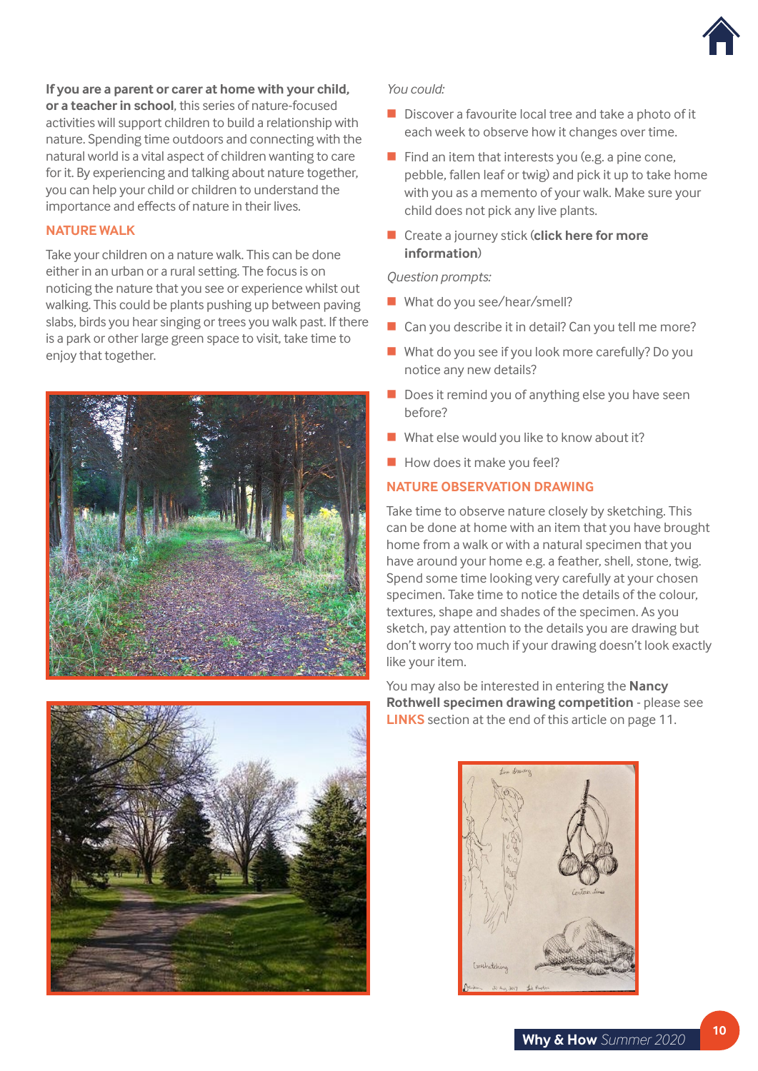**If you are a parent or carer at home with your child, or a teacher in school**, this series of nature-focused activities will support children to build a relationship with nature. Spending time outdoors and connecting with the natural world is a vital aspect of children wanting to care for it. By experiencing and talking about nature together, you can help your child or children to understand the importance and effects of nature in their lives.

## NATURE WALK

Take your children on a nature walk. This can be done either in an urban or a rural setting. The focus is on noticing the nature that you see or experience whilst out walking. This could be plants pushing up between paving slabs, birds you hear singing or trees you walk past. If there is a park or other large green space to visit, take time to enjoy that together.

*You could:*

- Discover a favourite local tree and take a photo of it each week to observe how it changes over time.
- Find an item that interests you (e.g. a pine cone, pebble, fallen leaf or twig) and pick it up to take home with you as a memento of your walk. Make sure your child does not pick any live plants.
- Create a journey stick (**click here for more information**)

*Question prompts:*

- What do you see/hear/smell?
- Can you describe it in detail? Can you tell me more?
- What do you see if you look more carefully? Do you notice any new details?
- Does it remind you of anything else you have seen before?
- What else would you like to know about it?
- How does it make you feel?

## NATURE OBSERVATION DRAWING

Take time to observe nature closely by sketching. This can be done at home with an item that you have brought home from a walk or with a natural specimen that you have around your home e.g. a feather, shell, stone, twig. Spend some time looking very carefully at your chosen specimen. Take time to notice the details of the colour, textures, shape and shades of the specimen. As you sketch, pay attention to the details you are drawing but don't worry too much if your drawing doesn't look exactly like your item.

You may also be interested in entering the **Nancy Rothwell specimen drawing competition** - please see **LINKS** section at the end of this article on page 11.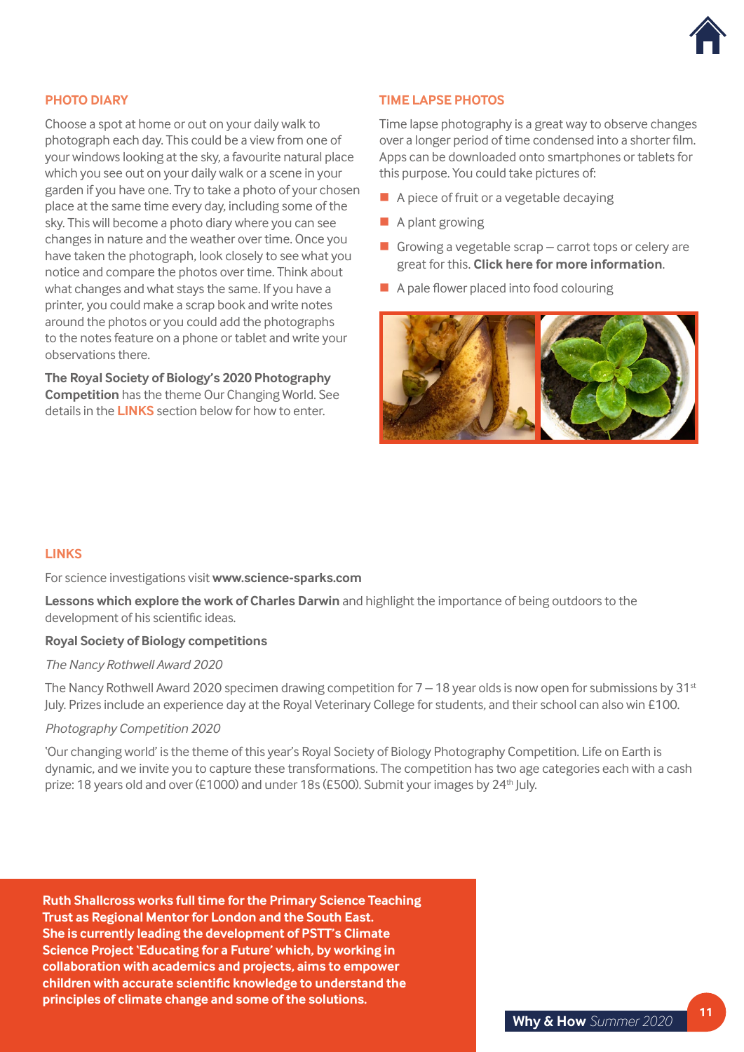## PHOTO DIARY

Choose a spot at home or out on your daily walk to photograph each day. This could be a view from one of your windows looking at the sky, a favourite natural place which you see out on your daily walk or a scene in your garden if you have one. Try to take a photo of your chosen place at the same time every day, including some of the sky. This will become a photo diary where you can see changes in nature and the weather over time. Once you have taken the photograph, look closely to see what you notice and compare the photos over time. Think about what changes and what stays the same. If you have a printer, you could make a scrap book and write notes around the photos or you could add the photographs to the notes feature on a phone or tablet and write your observations there.

**The Royal Society of Biology's 2020 Photography Competition** has the theme Our Changing World. See details in the **LINKS** section below for how to enter.

## TIME LAPSE PHOTOS

Time lapse photography is a great way to observe changes over a longer period of time condensed into a shorter film. Apps can be downloaded onto smartphones or tablets for this purpose. You could take pictures of:

- A piece of fruit or a vegetable decaying
- A plant growing
- Growing a vegetable scrap – carrot tops or celery are great for this. **Click here for more information**.
- A pale flower placed into food colouring

## LINKS

For science investigations visit **www.science-sparks.com**

**Lessons which explore the work of Charles Darwin** and highlight the importance of being outdoors to the development of his scientific ideas.

**Royal Society of Biology competitions**

*The Nancy Rothwell Award 2020*

The Nancy Rothwell Award 2020 specimen drawing competition for 7 – 18 year olds is now open for submissions by 31st July. Prizes include an experience day at the Royal Veterinary College for students, and their school can also win £100.

*Photography Competition 2020*

'Our changing world' is the theme of this year's Royal Society of Biology Photography Competition. Life on Earth is dynamic, and we invite you to capture these transformations. The competition has two age categories each with a cash prize: 18 years old and over (£1000) and under 18s (£500). Submit your images by 24th July.

**Ruth Shallcross works full time for the Primary Science Teaching Trust as Regional Mentor for London and the South East. She is currently leading the development of PSTT's Climate Science Project 'Educating for a Future' which, by working in collaboration with academics and projects, aims to empower children with accurate scientific knowledge to understand the principles of climate change and some of the solutions.**